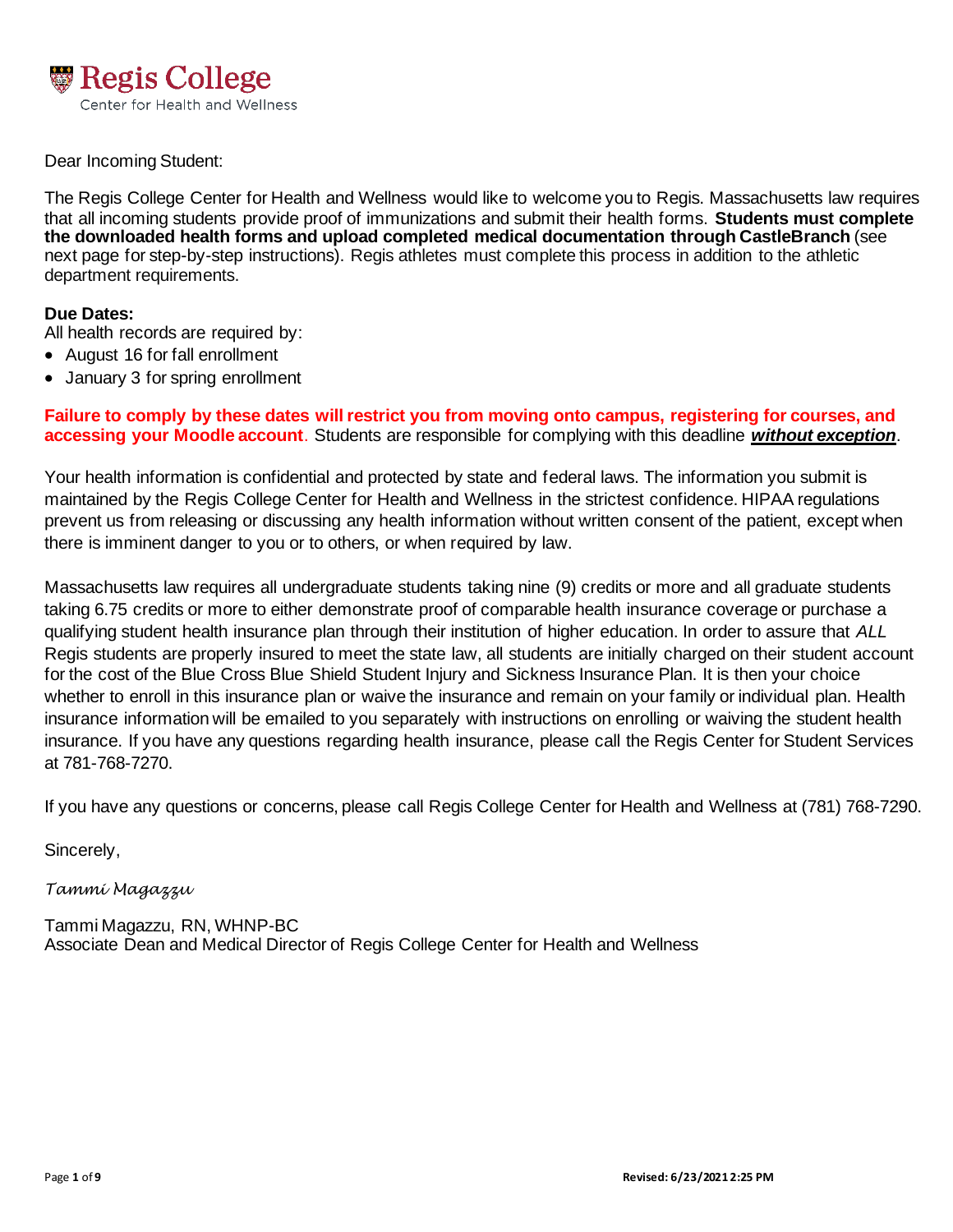**Regis College**
Center for Health and Wellness

Dear Incoming Student:

The Regis College Center for Health and Wellness would like to welcome you to Regis. Massachusetts law requires that all incoming students provide proof of immunizations and submit their health forms. **Students must complete the downloaded health forms and upload completed medical documentation through CastleBranch** (see next page for step-by-step instructions). Regis athletes must complete this process in addition to the athletic department requirements.

**Due Dates:**
All health records are required by:

- August 16 for fall enrollment
- January 3 for spring enrollment

**Failure to comply by these dates will restrict you from moving onto campus, registering for courses, and accessing your Moodle account**. Students are responsible for complying with this deadline ***without exception***.

Your health information is confidential and protected by state and federal laws. The information you submit is maintained by the Regis College Center for Health and Wellness in the strictest confidence. HIPAA regulations prevent us from releasing or discussing any health information without written consent of the patient, except when there is imminent danger to you or to others, or when required by law.

Massachusetts law requires all undergraduate students taking nine (9) credits or more and all graduate students taking 6.75 credits or more to either demonstrate proof of comparable health insurance coverage or purchase a qualifying student health insurance plan through their institution of higher education. In order to assure that *ALL* Regis students are properly insured to meet the state law, all students are initially charged on their student account for the cost of the Blue Cross Blue Shield Student Injury and Sickness Insurance Plan. It is then your choice whether to enroll in this insurance plan or waive the insurance and remain on your family or individual plan. Health insurance information will be emailed to you separately with instructions on enrolling or waiving the student health insurance. If you have any questions regarding health insurance, please call the Regis Center for Student Services at 781-768-7270.

If you have any questions or concerns, please call Regis College Center for Health and Wellness at (781) 768-7290.

Sincerely,

*Tammi Magazzu*

Tammi Magazzu, RN, WHNP-BC
Associate Dean and Medical Director of Regis College Center for Health and Wellness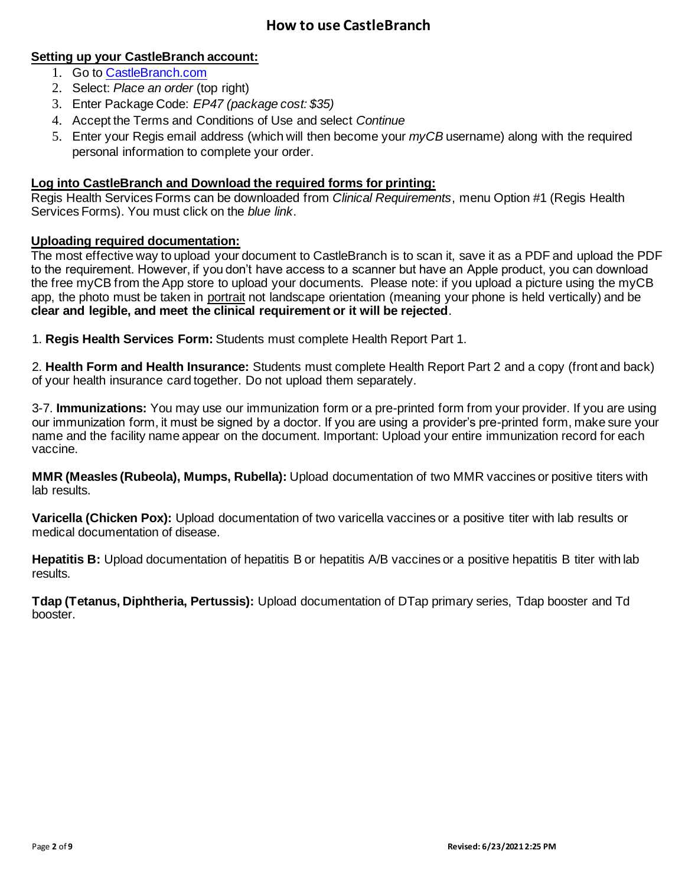# How to use CastleBranch

**Setting up your CastleBranch account:**

1. Go to [CastleBranch.com](CastleBranch.com)
2. Select: *Place an order* (top right)
3. Enter Package Code: *EP47 (package cost: $35)*
4. Accept the Terms and Conditions of Use and select *Continue*
5. Enter your Regis email address (which will then become your *myCB* username) along with the required personal information to complete your order.

**Log into CastleBranch and Download the required forms for printing:**

Regis Health Services Forms can be downloaded from *Clinical Requirements*, menu Option #1 (Regis Health Services Forms). You must click on the *blue link*.

**Uploading required documentation:**

The most effective way to upload your document to CastleBranch is to scan it, save it as a PDF and upload the PDF to the requirement. However, if you don't have access to a scanner but have an Apple product, you can download the free myCB from the App store to upload your documents. Please note: if you upload a picture using the myCB app, the photo must be taken in portrait not landscape orientation (meaning your phone is held vertically) and be **clear and legible, and meet the clinical requirement or it will be rejected**.

1. **Regis Health Services Form:** Students must complete Health Report Part 1.

2. **Health Form and Health Insurance:** Students must complete Health Report Part 2 and a copy (front and back) of your health insurance card together. Do not upload them separately.

3-7. **Immunizations:** You may use our immunization form or a pre-printed form from your provider. If you are using our immunization form, it must be signed by a doctor. If you are using a provider's pre-printed form, make sure your name and the facility name appear on the document. Important: Upload your entire immunization record for each vaccine.

**MMR (Measles (Rubeola), Mumps, Rubella):** Upload documentation of two MMR vaccines or positive titers with lab results.

**Varicella (Chicken Pox):** Upload documentation of two varicella vaccines or a positive titer with lab results or medical documentation of disease.

**Hepatitis B:** Upload documentation of hepatitis B or hepatitis A/B vaccines or a positive hepatitis B titer with lab results.

**Tdap (Tetanus, Diphtheria, Pertussis):** Upload documentation of DTap primary series, Tdap booster and Td booster.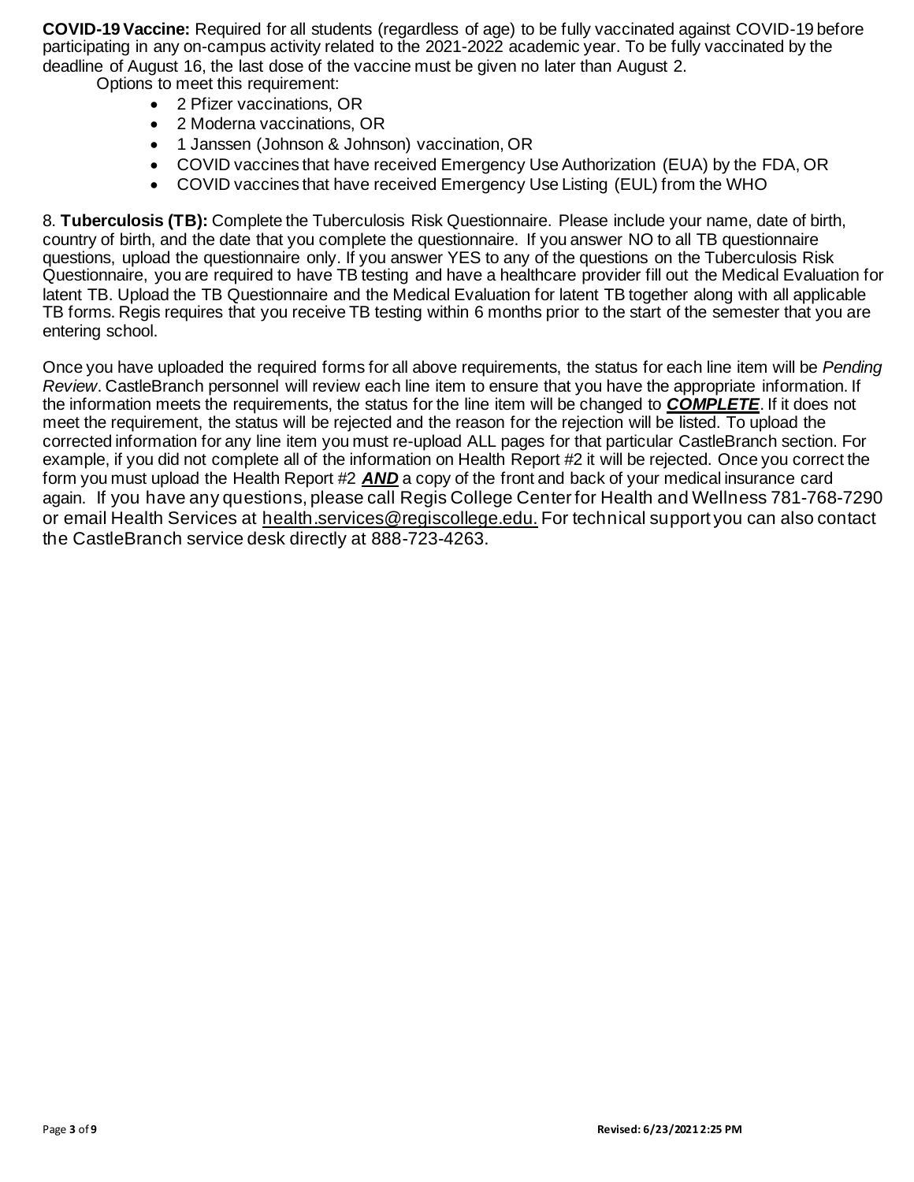**COVID-19 Vaccine:** Required for all students (regardless of age) to be fully vaccinated against COVID-19 before participating in any on-campus activity related to the 2021-2022 academic year. To be fully vaccinated by the deadline of August 16, the last dose of the vaccine must be given no later than August 2.

Options to meet this requirement:

- 2 Pfizer vaccinations, OR
- 2 Moderna vaccinations, OR
- 1 Janssen (Johnson & Johnson) vaccination, OR
- COVID vaccines that have received Emergency Use Authorization (EUA) by the FDA, OR
- COVID vaccines that have received Emergency Use Listing (EUL) from the WHO

8. **Tuberculosis (TB):** Complete the Tuberculosis Risk Questionnaire. Please include your name, date of birth, country of birth, and the date that you complete the questionnaire. If you answer NO to all TB questionnaire questions, upload the questionnaire only. If you answer YES to any of the questions on the Tuberculosis Risk Questionnaire, you are required to have TB testing and have a healthcare provider fill out the Medical Evaluation for latent TB. Upload the TB Questionnaire and the Medical Evaluation for latent TB together along with all applicable TB forms. Regis requires that you receive TB testing within 6 months prior to the start of the semester that you are entering school.

Once you have uploaded the required forms for all above requirements, the status for each line item will be *Pending Review*. CastleBranch personnel will review each line item to ensure that you have the appropriate information. If the information meets the requirements, the status for the line item will be changed to ***COMPLETE***. If it does not meet the requirement, the status will be rejected and the reason for the rejection will be listed. To upload the corrected information for any line item you must re-upload ALL pages for that particular CastleBranch section. For example, if you did not complete all of the information on Health Report #2 it will be rejected. Once you correct the form you must upload the Health Report #2 ***AND*** a copy of the front and back of your medical insurance card again. If you have any questions, please call Regis College Center for Health and Wellness 781-768-7290 or email Health Services at health.services@regiscollege.edu. For technical support you can also contact the CastleBranch service desk directly at 888-723-4263.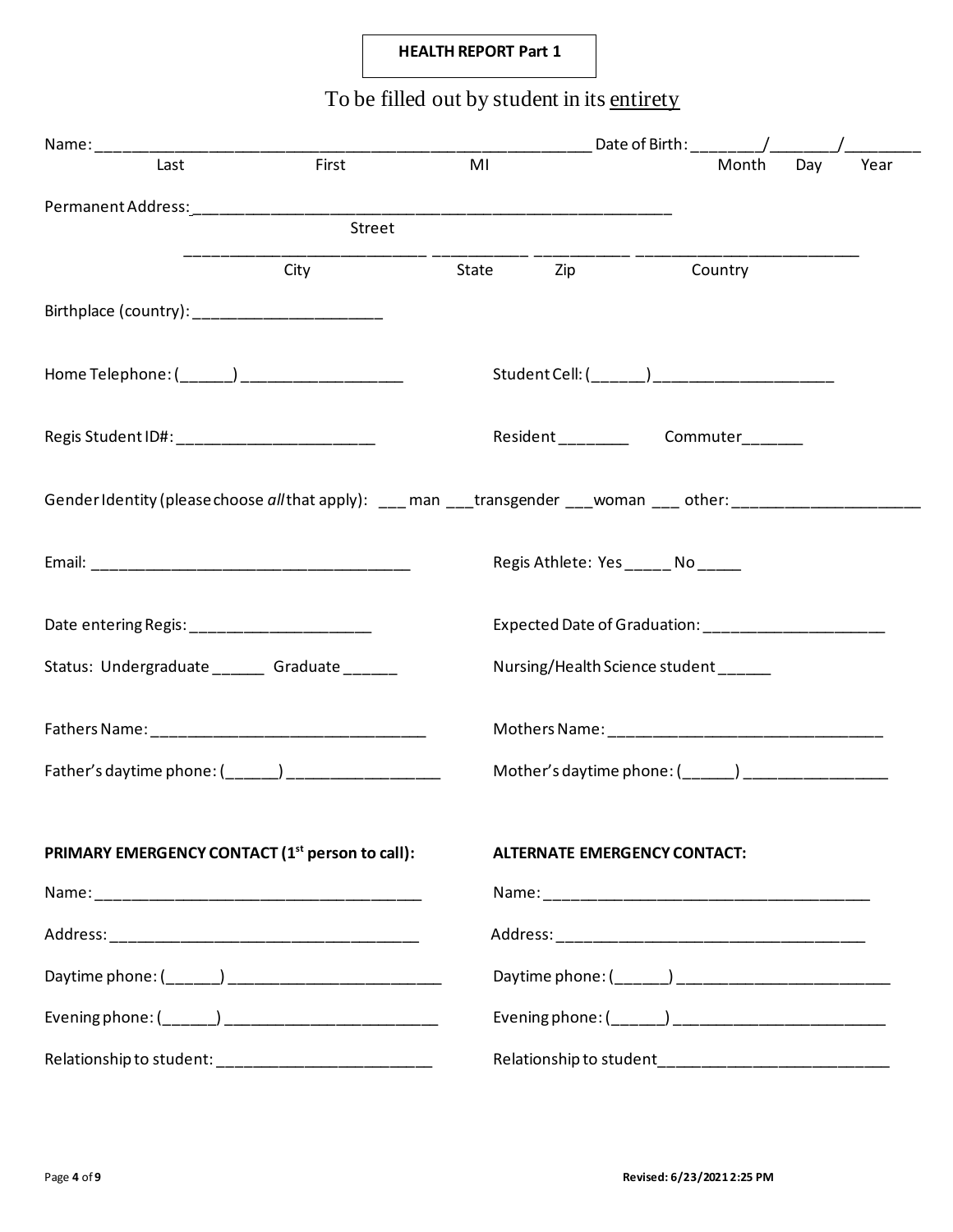**HEALTH REPORT Part 1**

To be filled out by student in its <u>entirety</u>

Name: ___________________________________________________________ Date of Birth: ________/________/_________
Last First MI Month Day Year

Permanent Address: ___________________________________________________________
Street

____________________________ ___________ ___________ __________________________
City State Zip Country

Birthplace (country): ______________________

Home Telephone: (______) ___________________

Student Cell: (______) _____________________

Regis Student ID#: ________________________

Resident ________ Commuter_______

Gender Identity (please choose *all* that apply): ___ man ___transgender ___woman ___ other: ______________________

Email: _____________________________________

Regis Athlete: Yes _____ No _____

Date entering Regis: _____________________

Expected Date of Graduation: _____________________

Status: Undergraduate ______ Graduate ______

Nursing/Health Science student ______

Fathers Name: ________________________________

Mothers Name: ________________________________

Father's daytime phone: (______) _________________

Mother's daytime phone: (______) _________________

**PRIMARY EMERGENCY CONTACT (1st person to call):**

Name: ______________________________________

Address: ____________________________________

Daytime phone: (______) _________________________

Evening phone: (______) _________________________

Relationship to student: _________________________

**ALTERNATE EMERGENCY CONTACT:**

Name: ______________________________________

Address: ____________________________________

Daytime phone: (______) _________________________

Evening phone: (______) _________________________

Relationship to student___________________________

Revised: 6/23/2021 2:25 PM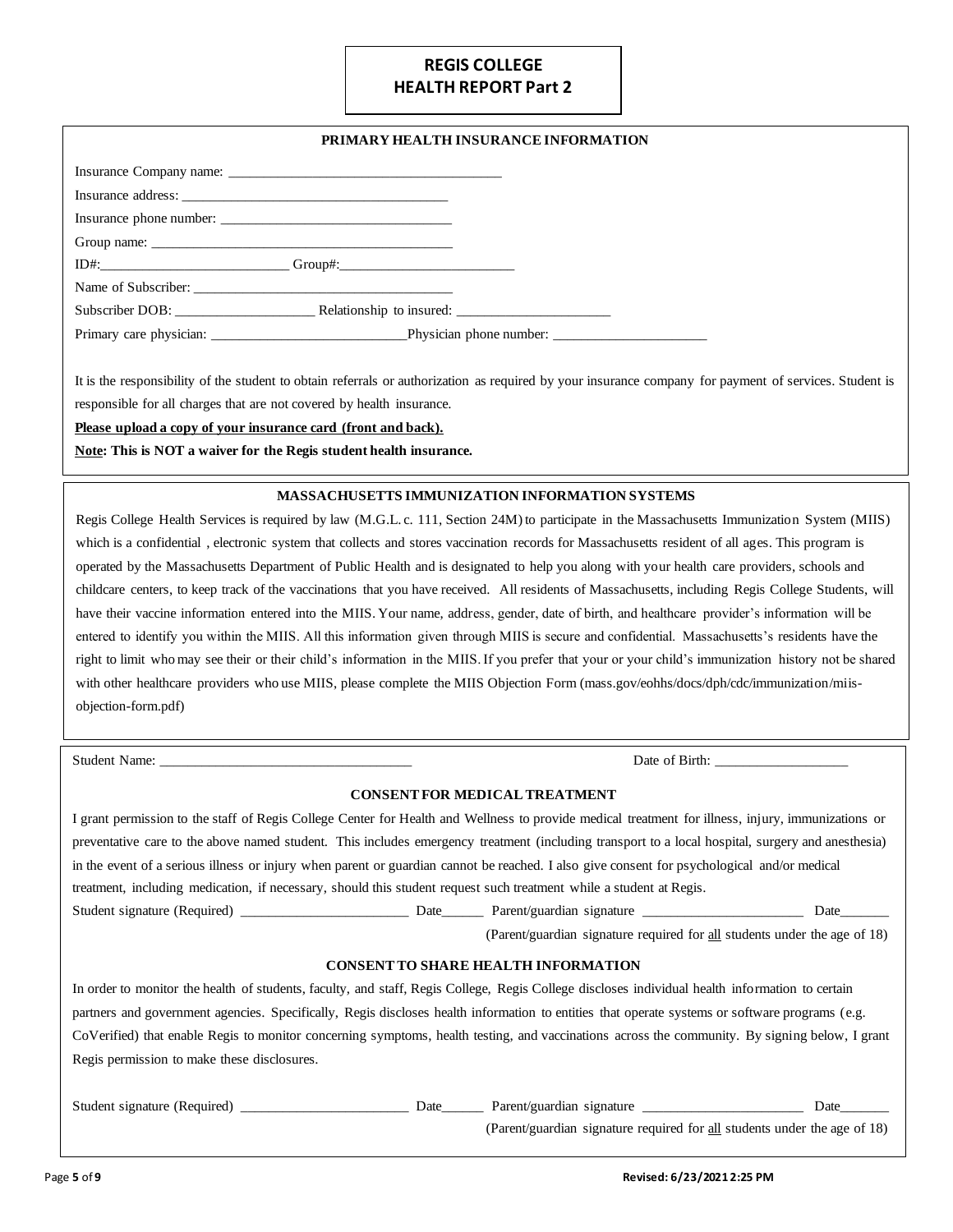# REGIS COLLEGE
## HEALTH REPORT Part 2

### PRIMARY HEALTH INSURANCE INFORMATION

Insurance Company name: _______________________________________

Insurance address: _____________________________________

Insurance phone number: ________________________________

Group name: ___________________________________________

ID#:__________________________ Group#:_________________________

Name of Subscriber: _____________________________________

Subscriber DOB: ___________________ Relationship to insured: _____________________

Primary care physician: ___________________________Physician phone number: _____________________

It is the responsibility of the student to obtain referrals or authorization as required by your insurance company for payment of services. Student is responsible for all charges that are not covered by health insurance.

**Please upload a copy of your insurance card (front and back).**

**Note: This is NOT a waiver for the Regis student health insurance.**

### MASSACHUSETTS IMMUNIZATION INFORMATION SYSTEMS

Regis College Health Services is required by law (M.G.L. c. 111, Section 24M) to participate in the Massachusetts Immunization System (MIIS) which is a confidential , electronic system that collects and stores vaccination records for Massachusetts resident of all ages. This program is operated by the Massachusetts Department of Public Health and is designated to help you along with your health care providers, schools and childcare centers, to keep track of the vaccinations that you have received. All residents of Massachusetts, including Regis College Students, will have their vaccine information entered into the MIIS. Your name, address, gender, date of birth, and healthcare provider's information will be entered to identify you within the MIIS. All this information given through MIIS is secure and confidential. Massachusetts's residents have the right to limit who may see their or their child's information in the MIIS. If you prefer that your or your child's immunization history not be shared with other healthcare providers who use MIIS, please complete the MIIS Objection Form (mass.gov/eohhs/docs/dph/cdc/immunization/miis-objection-form.pdf)

Student Name: ___________________________________ Date of Birth: ___________________

### CONSENT FOR MEDICAL TREATMENT

I grant permission to the staff of Regis College Center for Health and Wellness to provide medical treatment for illness, injury, immunizations or preventative care to the above named student. This includes emergency treatment (including transport to a local hospital, surgery and anesthesia) in the event of a serious illness or injury when parent or guardian cannot be reached. I also give consent for psychological and/or medical treatment, including medication, if necessary, should this student request such treatment while a student at Regis.

Student signature (Required) ________________________ Date______ Parent/guardian signature _______________________ Date_______

(Parent/guardian signature required for all students under the age of 18)

### CONSENT TO SHARE HEALTH INFORMATION

In order to monitor the health of students, faculty, and staff, Regis College, Regis College discloses individual health information to certain partners and government agencies. Specifically, Regis discloses health information to entities that operate systems or software programs (e.g. CoVerified) that enable Regis to monitor concerning symptoms, health testing, and vaccinations across the community. By signing below, I grant Regis permission to make these disclosures.

Student signature (Required) ________________________ Date______ Parent/guardian signature _______________________ Date_______

(Parent/guardian signature required for all students under the age of 18)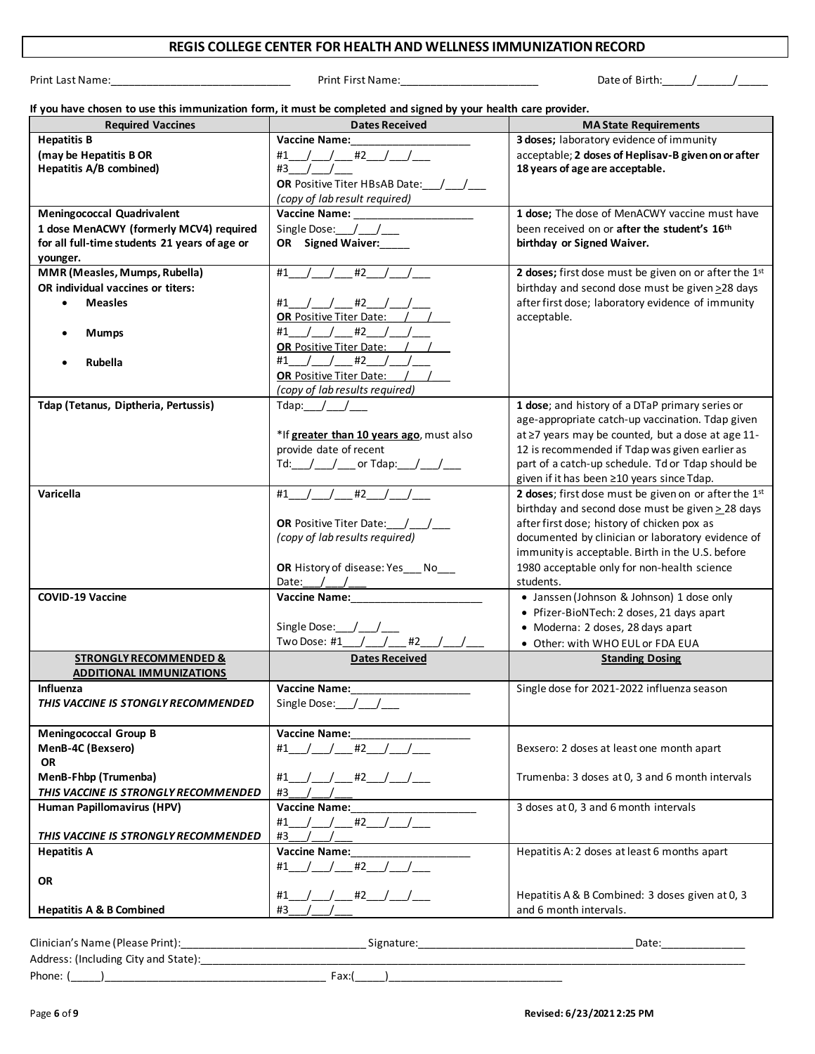# REGIS COLLEGE CENTER FOR HEALTH AND WELLNESS IMMUNIZATION RECORD

Print Last Name:______________________________ Print First Name:_______________________ Date of Birth:_____/______/_____

**If you have chosen to use this immunization form, it must be completed and signed by your health care provider.**

| Required Vaccines | Dates Received | MA State Requirements |
|---|---|---|
| **Hepatitis B**<br>**(may be Hepatitis B OR**<br>**Hepatitis A/B combined)** | **Vaccine Name:**____________________<br>#1___/___/___ #2___/___/___<br>#3___/___/___<br>**OR** Positive Titer HBsAB Date:___/___/___<br>*(copy of lab result required)* | **3 doses;** laboratory evidence of immunity acceptable; **2 doses of Heplisav-B given on or after 18 years of age are acceptable.** |
| **Meningococcal Quadrivalent**<br>**1 dose MenACWY (formerly MCV4) required for all full-time students 21 years of age or younger.** | **Vaccine Name:** ____________________<br>Single Dose:___/___/___<br>**OR Signed Waiver:**_____ | **1 dose;** The dose of MenACWY vaccine must have been received on or **after the student's 16th birthday or Signed Waiver.** |
| **MMR (Measles, Mumps, Rubella)**<br>**OR individual vaccines or titers:**<br>• **Measles**<br>• **Mumps**<br>• **Rubella** | #1___/___/___ #2___/___/___<br><br>Measles: #1___/___/___ #2___/___/___<br>**OR** Positive Titer Date: ___/___/___<br>Mumps: #1___/___/___ #2___/___/___<br>**OR** Positive Titer Date: ___/___/___<br>Rubella: #1___/___/___ #2___/___/___<br>**OR** Positive Titer Date: ___/___/___<br>*(copy of lab results required)* | **2 doses;** first dose must be given on or after the 1st birthday and second dose must be given ≥28 days after first dose; laboratory evidence of immunity acceptable. |
| **Tdap (Tetanus, Diptheria, Pertussis)** | Tdap:___/___/___<br><br>*If **greater than 10 years ago**, must also provide date of recent Td:___/___/___ or Tdap:___/___/___ | **1 dose**; and history of a DTaP primary series or age-appropriate catch-up vaccination. Tdap given at ≥7 years may be counted, but a dose at age 11-12 is recommended if Tdap was given earlier as part of a catch-up schedule. Td or Tdap should be given if it has been ≥10 years since Tdap. |
| **Varicella** | #1___/___/___ #2___/___/___<br><br>**OR** Positive Titer Date:___/___/___<br>*(copy of lab results required)*<br><br>**OR** History of disease: Yes___ No___<br>Date:___/___/___ | **2 doses**; first dose must be given on or after the 1st birthday and second dose must be given ≥ 28 days after first dose; history of chicken pox as documented by clinician or laboratory evidence of immunity is acceptable. Birth in the U.S. before 1980 acceptable only for non-health science students. |
| **COVID-19 Vaccine** | **Vaccine Name:**______________________<br><br>Single Dose:___/___/___<br>Two Dose: #1___/___/___ #2___/___/___ | • Janssen (Johnson & Johnson) 1 dose only<br>• Pfizer-BioNTech: 2 doses, 21 days apart<br>• Moderna: 2 doses, 28 days apart<br>• Other: with WHO EUL or FDA EUA |
| **STRONGLY RECOMMENDED & ADDITIONAL IMMUNIZATIONS** | **Dates Received** | **Standing Dosing** |
| **Influenza**<br>***THIS VACCINE IS STONGLY RECOMMENDED*** | **Vaccine Name:**____________________<br>Single Dose:___/___/___ | Single dose for 2021-2022 influenza season |
| **Meningococcal Group B**<br>**MenB-4C (Bexsero)**<br>**OR**<br>**MenB-Fhbp (Trumenba)**<br>***THIS VACCINE IS STRONGLY RECOMMENDED*** | **Vaccine Name:**____________________<br>#1___/___/___ #2___/___/___<br><br>#1___/___/___ #2___/___/___<br>#3___/___/___ | Bexsero: 2 doses at least one month apart<br><br>Trumenba: 3 doses at 0, 3 and 6 month intervals |
| **Human Papillomavirus (HPV)**<br><br>***THIS VACCINE IS STRONGLY RECOMMENDED*** | **Vaccine Name:**_____________________<br>#1___/___/___ #2___/___/___<br>#3___/___/___ | 3 doses at 0, 3 and 6 month intervals |
| **Hepatitis A**<br><br>**OR**<br><br>**Hepatitis A & B Combined** | **Vaccine Name:**____________________<br>#1___/___/___ #2___/___/___<br><br>#1___/___/___ #2___/___/___<br>#3___/___/___ | Hepatitis A: 2 doses at least 6 months apart<br><br>Hepatitis A & B Combined: 3 doses given at 0, 3 and 6 month intervals. |

Clinician's Name (Please Print):_______________________________ Signature:____________________________________ Date:______________

Address: (Including City and State):_____________________________________________________________________________________

Phone: (_____)_____________________________________ Fax:(_____)____________________________

Revised: 6/23/2021 2:25 PM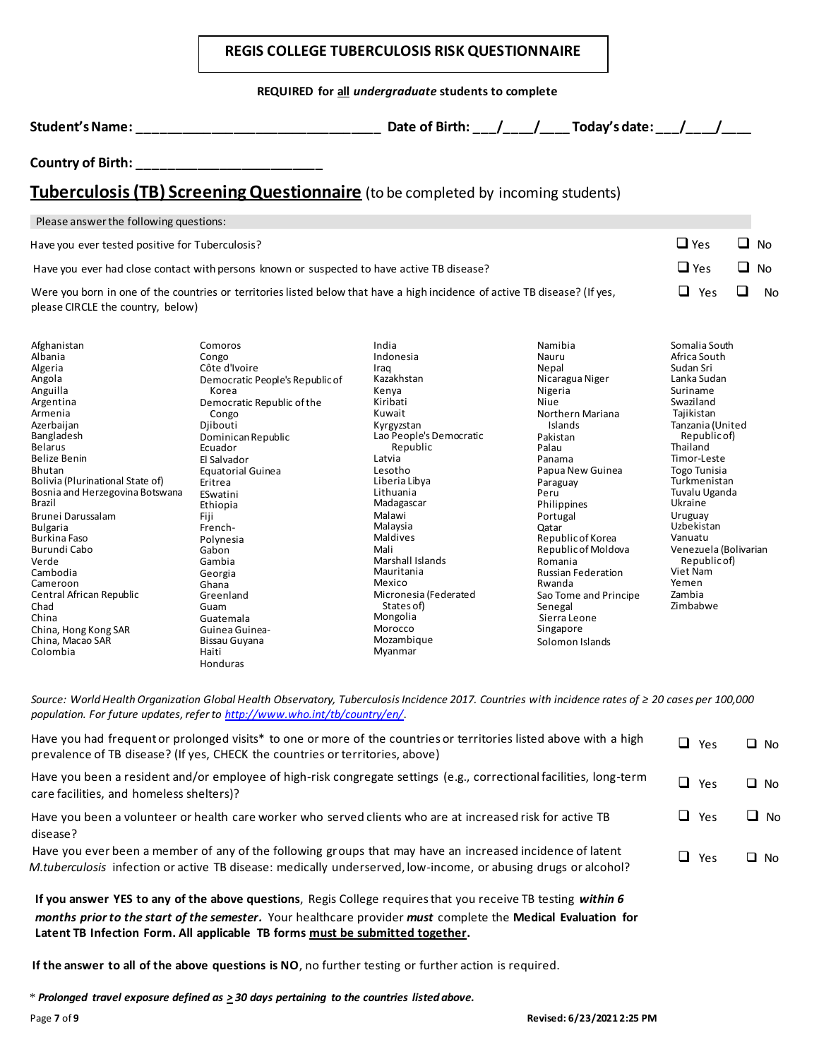# REGIS COLLEGE TUBERCULOSIS RISK QUESTIONNAIRE

**REQUIRED for all *undergraduate* students to complete**

**Student's Name: ________________________________ Date of Birth: ___/___/___ Today's date: ___/___/___**

**Country of Birth: ________________________**

## Tuberculosis (TB) Screening Questionnaire (to be completed by incoming students)

| Please answer the following questions: | | |
|---|---|---|
| Have you ever tested positive for Tuberculosis? | ❑ Yes | ❑ No |
| Have you ever had close contact with persons known or suspected to have active TB disease? | ❑ Yes | ❑ No |
| Were you born in one of the countries or territories listed below that have a high incidence of active TB disease? (If yes, please CIRCLE the country, below) | ❑ Yes | ❑ No |

Afghanistan
Albania
Algeria
Angola
Anguilla
Argentina
Armenia
Azerbaijan
Bangladesh
Belarus
Belize Benin
Bhutan
Bolivia (Plurinational State of)
Bosnia and Herzegovina Botswana
Brazil
Brunei Darussalam
Bulgaria
Burkina Faso
Burundi Cabo
Verde
Cambodia
Cameroon
Central African Republic
Chad
China
China, Hong Kong SAR
China, Macao SAR
Colombia
Comoros
Congo
Côte d'Ivoire
Democratic People's Republic of Korea
Democratic Republic of the Congo
Djibouti
Dominican Republic
Ecuador
El Salvador
Equatorial Guinea
Eritrea
ESwatini
Ethiopia
Fiji
French-Polynesia
Gabon
Gambia
Georgia
Ghana
Greenland
Guam
Guatemala
Guinea Guinea-Bissau Guyana
Haiti
Honduras
India
Indonesia
Iraq
Kazakhstan
Kenya
Kiribati
Kuwait
Kyrgyzstan
Lao People's Democratic Republic
Latvia
Lesotho
Liberia Libya
Lithuania
Madagascar
Malawi
Malaysia
Maldives
Mali
Marshall Islands
Mauritania
Mexico
Micronesia (Federated States of)
Mongolia
Morocco
Mozambique
Myanmar
Namibia
Nauru
Nepal
Nicaragua Niger
Nigeria
Niue
Northern Mariana Islands
Pakistan
Palau
Panama
Papua New Guinea
Paraguay
Peru
Philippines
Portugal
Qatar
Republic of Korea
Republic of Moldova
Romania
Russian Federation
Rwanda
Sao Tome and Principe
Senegal
Sierra Leone
Singapore
Solomon Islands
Somalia South
Africa South
Sudan Sri
Lanka Sudan
Suriname
Swaziland
Tajikistan
Tanzania (United Republic of)
Thailand
Timor-Leste
Togo Tunisia
Turkmenistan
Tuvalu Uganda
Ukraine
Uruguay
Uzbekistan
Vanuatu
Venezuela (Bolivarian Republic of)
Viet Nam
Yemen
Zambia
Zimbabwe

*Source: World Health Organization Global Health Observatory, Tuberculosis Incidence 2017. Countries with incidence rates of ≥ 20 cases per 100,000 population. For future updates, refer to [http://www.who.int/tb/country/en/](http://www.who.int/tb/country/en/).*

| | | |
|---|---|---|
| Have you had frequent or prolonged visits* to one or more of the countries or territories listed above with a high prevalence of TB disease? (If yes, CHECK the countries or territories, above) | ❑ Yes | ❑ No |
| Have you been a resident and/or employee of high-risk congregate settings (e.g., correctional facilities, long-term care facilities, and homeless shelters)? | ❑ Yes | ❑ No |
| Have you been a volunteer or health care worker who served clients who are at increased risk for active TB disease? | ❑ Yes | ❑ No |
| Have you ever been a member of any of the following groups that may have an increased incidence of latent *M.tuberculosis* infection or active TB disease: medically underserved, low-income, or abusing drugs or alcohol? | ❑ Yes | ❑ No |

**If you answer YES to any of the above questions**, Regis College requires that you receive TB testing ***within 6 months prior to the start of the semester.*** Your healthcare provider ***must*** complete the **Medical Evaluation for Latent TB Infection Form. All applicable TB forms <u>must be submitted together</u>.**

**If the answer to all of the above questions is NO**, no further testing or further action is required.

\* ***Prolonged travel exposure defined as ≥ 30 days pertaining to the countries listed above.***

**Revised: 6/23/2021 2:25 PM**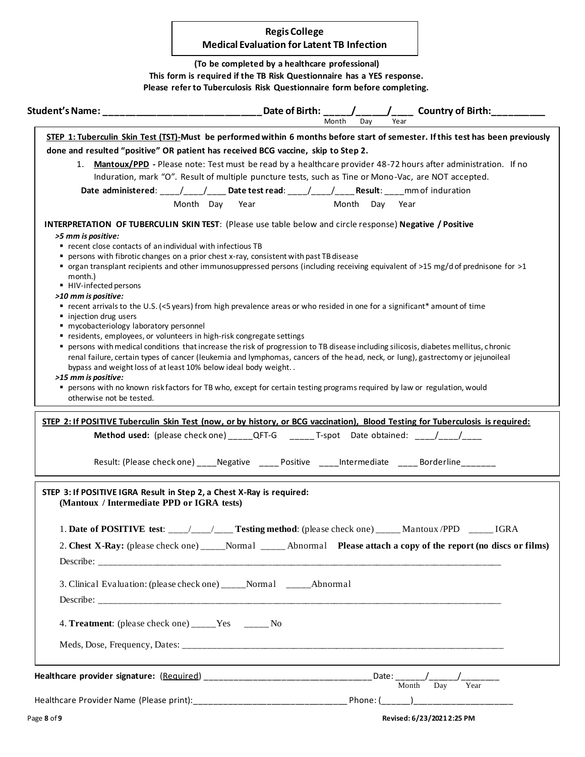# Regis College
## Medical Evaluation for Latent TB Infection

**(To be completed by a healthcare professional)**
**This form is required if the TB Risk Questionnaire has a YES response.**
**Please refer to Tuberculosis Risk Questionnaire form before completing.**

**Student's Name: \_\_\_\_\_\_\_\_\_\_\_\_\_\_\_\_\_\_\_\_\_\_\_\_\_\_\_\_\_\_ Date of Birth: \_\_\_\_\_/\_\_\_\_\_/\_\_\_\_ Country of Birth:\_\_\_\_\_\_\_\_\_\_**
Month Day Year

**STEP 1: Tuberculin Skin Test (TST)-Must be performed within 6 months before start of semester. If this test has been previously done and resulted "positive" OR patient has received BCG vaccine, skip to Step 2.**

1. **Mantoux/PPD** - Please note: Test must be read by a healthcare provider 48-72 hours after administration. If no Induration, mark "O". Result of multiple puncture tests, such as Tine or Mono-Vac, are NOT accepted.

**Date administered**: \_\_\_\_/\_\_\_\_/\_\_\_\_ **Date test read**: \_\_\_\_/\_\_\_\_/\_\_\_\_ **Result**: \_\_\_\_mm of induration
Month Day Year Month Day Year

**INTERPRETATION OF TUBERCULIN SKIN TEST**: (Please use table below and circle response) **Negative / Positive**

***>5 mm is positive:***
- recent close contacts of an individual with infectious TB
- persons with fibrotic changes on a prior chest x-ray, consistent with past TB disease
- organ transplant recipients and other immunosuppressed persons (including receiving equivalent of >15 mg/d of prednisone for >1 month.)
- HIV-infected persons

***>10 mm is positive:***
- recent arrivals to the U.S. (<5 years) from high prevalence areas or who resided in one for a significant* amount of time
- injection drug users
- mycobacteriology laboratory personnel
- residents, employees, or volunteers in high-risk congregate settings
- persons with medical conditions that increase the risk of progression to TB disease including silicosis, diabetes mellitus, chronic renal failure, certain types of cancer (leukemia and lymphomas, cancers of the head, neck, or lung), gastrectomy or jejunoileal bypass and weight loss of at least 10% below ideal body weight. .

***>15 mm is positive:***
- persons with no known risk factors for TB who, except for certain testing programs required by law or regulation, would otherwise not be tested.

**STEP 2: If POSITIVE Tuberculin Skin Test (now, or by history, or BCG vaccination), Blood Testing for Tuberculosis is required:**

**Method used:** (please check one) \_\_\_\_\_QFT-G \_\_\_\_\_ T-spot Date obtained: \_\_\_\_/\_\_\_\_/\_\_\_\_

Result: (Please check one) \_\_\_\_Negative \_\_\_\_ Positive \_\_\_\_Intermediate \_\_\_\_ Borderline\_\_\_\_\_\_\_

**STEP 3: If POSITIVE IGRA Result in Step 2, a Chest X-Ray is required:**
**(Mantoux / Intermediate PPD or IGRA tests)**

1. **Date of POSITIVE test**: \_\_\_\_/\_\_\_\_/\_\_\_\_ **Testing method**: (please check one) \_\_\_\_\_ Mantoux /PPD \_\_\_\_\_ IGRA
2. **Chest X-Ray:** (please check one) \_\_\_\_\_Normal \_\_\_\_\_ Abnormal **Please attach a copy of the report (no discs or films)**
   Describe: \_\_\_\_\_\_\_\_\_\_\_\_\_\_\_\_\_\_\_\_\_\_\_\_\_\_\_\_\_\_\_\_\_\_\_\_\_\_\_\_\_\_\_\_\_\_\_\_\_\_\_\_\_\_\_\_\_\_\_\_\_\_\_\_\_\_\_\_\_\_\_\_\_\_
3. Clinical Evaluation: (please check one) \_\_\_\_\_Normal \_\_\_\_\_Abnormal
   Describe: \_\_\_\_\_\_\_\_\_\_\_\_\_\_\_\_\_\_\_\_\_\_\_\_\_\_\_\_\_\_\_\_\_\_\_\_\_\_\_\_\_\_\_\_\_\_\_\_\_\_\_\_\_\_\_\_\_\_\_\_\_\_\_\_\_\_\_\_\_\_\_\_\_\_
4. **Treatment**: (please check one) \_\_\_\_\_Yes \_\_\_\_\_ No
   Meds, Dose, Frequency, Dates: \_\_\_\_\_\_\_\_\_\_\_\_\_\_\_\_\_\_\_\_\_\_\_\_\_\_\_\_\_\_\_\_\_\_\_\_\_\_\_\_\_\_\_\_\_\_\_\_\_\_\_\_\_\_\_\_\_\_\_\_\_\_

**Healthcare provider signature:** (Required) \_\_\_\_\_\_\_\_\_\_\_\_\_\_\_\_\_\_\_\_\_\_\_\_\_\_\_\_\_\_\_\_\_\_\_\_ Date: \_\_\_\_\_\_/\_\_\_\_\_\_/\_\_\_\_\_\_\_\_
Month Day Year

Healthcare Provider Name (Please print):\_\_\_\_\_\_\_\_\_\_\_\_\_\_\_\_\_\_\_\_\_\_\_\_\_\_\_\_\_\_\_\_\_ Phone: (\_\_\_\_\_\_)\_\_\_\_\_\_\_\_\_\_\_\_\_\_\_\_\_\_\_\_\_

Revised: 6/23/2021 2:25 PM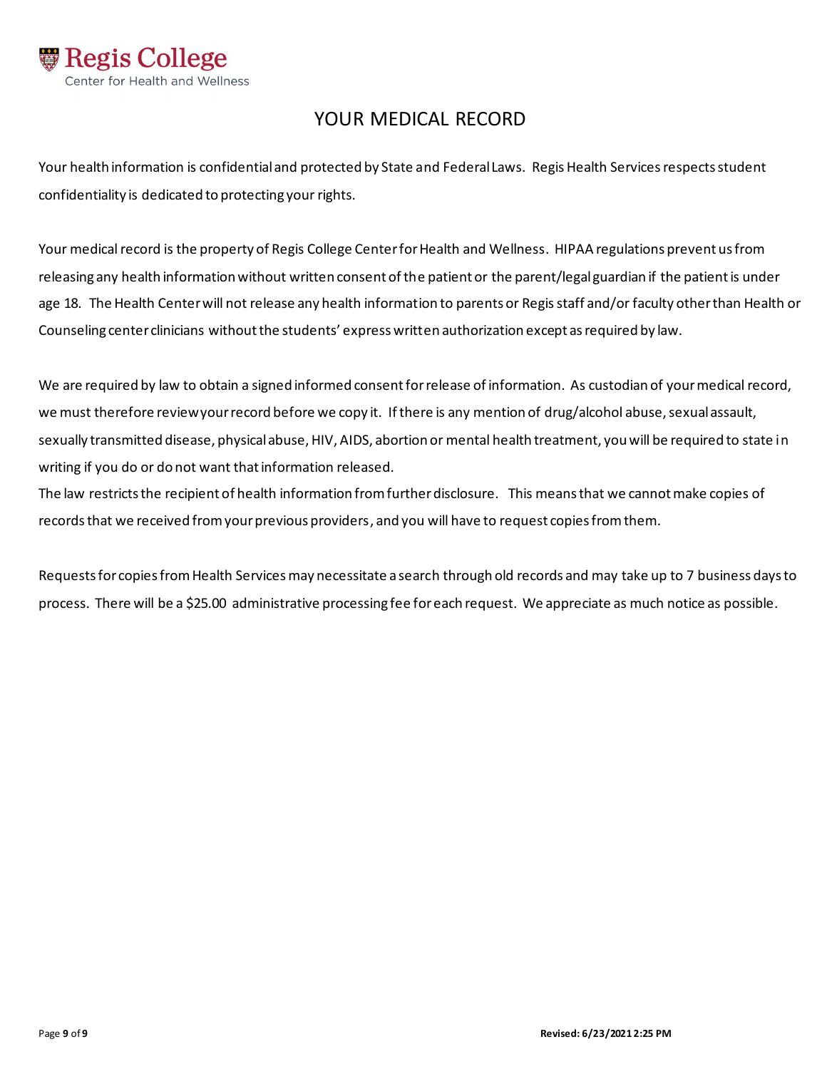Regis College
Center for Health and Wellness

# YOUR MEDICAL RECORD

Your health information is confidential and protected by State and Federal Laws. Regis Health Services respects student confidentiality is dedicated to protecting your rights.

Your medical record is the property of Regis College Center for Health and Wellness. HIPAA regulations prevent us from releasing any health information without written consent of the patient or the parent/legal guardian if the patient is under age 18. The Health Center will not release any health information to parents or Regis staff and/or faculty other than Health or Counseling center clinicians without the students' express written authorization except as required by law.

We are required by law to obtain a signed informed consent for release of information. As custodian of your medical record, we must therefore review your record before we copy it. If there is any mention of drug/alcohol abuse, sexual assault, sexually transmitted disease, physical abuse, HIV, AIDS, abortion or mental health treatment, you will be required to state in writing if you do or do not want that information released.
The law restricts the recipient of health information from further disclosure. This means that we cannot make copies of records that we received from your previous providers, and you will have to request copies from them.

Requests for copies from Health Services may necessitate a search through old records and may take up to 7 business days to process. There will be a $25.00 administrative processing fee for each request. We appreciate as much notice as possible.